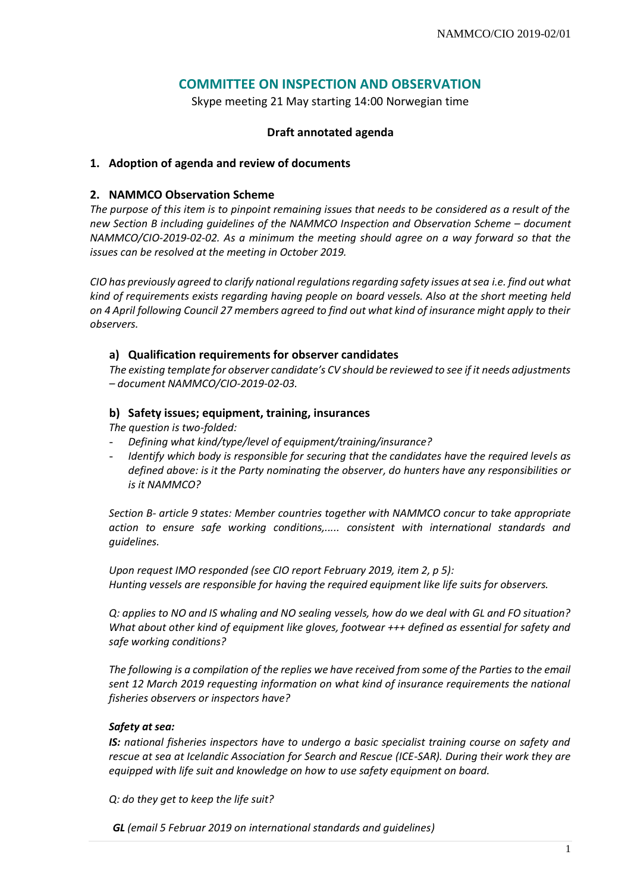# COMMITTEE ON INSPECTION AND OBSERVATION

Skype meeting 21 May starting 14:00 Norwegian time

**Draft annotated agenda**

## 1. Adoption of agenda and review of documents

## 2. NAMMCO Observation Scheme

*The purpose of this item is to pinpoint remaining issues that needs to be considered as a result of the new Section B including guidelines of the NAMMCO Inspection and Observation Scheme – document NAMMCO/CIO-2019-02-02. As a minimum the meeting should agree on a way forward so that the issues can be resolved at the meeting in October 2019.*

*CIO has previously agreed to clarify national regulations regarding safety issues at sea i.e. find out what kind of requirements exists regarding having people on board vessels. Also at the short meeting held on 4 April following Council 27 members agreed to find out what kind of insurance might apply to their observers.*

### a) Qualification requirements for observer candidates

*The existing template for observer candidate's CV should be reviewed to see if it needs adjustments – document NAMMCO/CIO-2019-02-03.*

### b) Safety issues; equipment, training, insurances

*The question is two-folded:*

- *Defining what kind/type/level of equipment/training/insurance?*
- *Identify which body is responsible for securing that the candidates have the required levels as defined above: is it the Party nominating the observer, do hunters have any responsibilities or is it NAMMCO?*

*Section B- article 9 states: Member countries together with NAMMCO concur to take appropriate action to ensure safe working conditions,..... consistent with international standards and guidelines.*

*Upon request IMO responded (see CIO report February 2019, item 2, p 5): Hunting vessels are responsible for having the required equipment like life suits for observers.*

*Q: applies to NO and IS whaling and NO sealing vessels, how do we deal with GL and FO situation? What about other kind of equipment like gloves, footwear +++ defined as essential for safety and safe working conditions?*

*The following is a compilation of the replies we have received from some of the Parties to the email sent 12 March 2019 requesting information on what kind of insurance requirements the national fisheries observers or inspectors have?*

***Safety at sea:***

***IS:** national fisheries inspectors have to undergo a basic specialist training course on safety and rescue at sea at Icelandic Association for Search and Rescue (ICE-SAR). During their work they are equipped with life suit and knowledge on how to use safety equipment on board.*

*Q: do they get to keep the life suit?*

***GL** (email 5 Februar 2019 on international standards and guidelines)*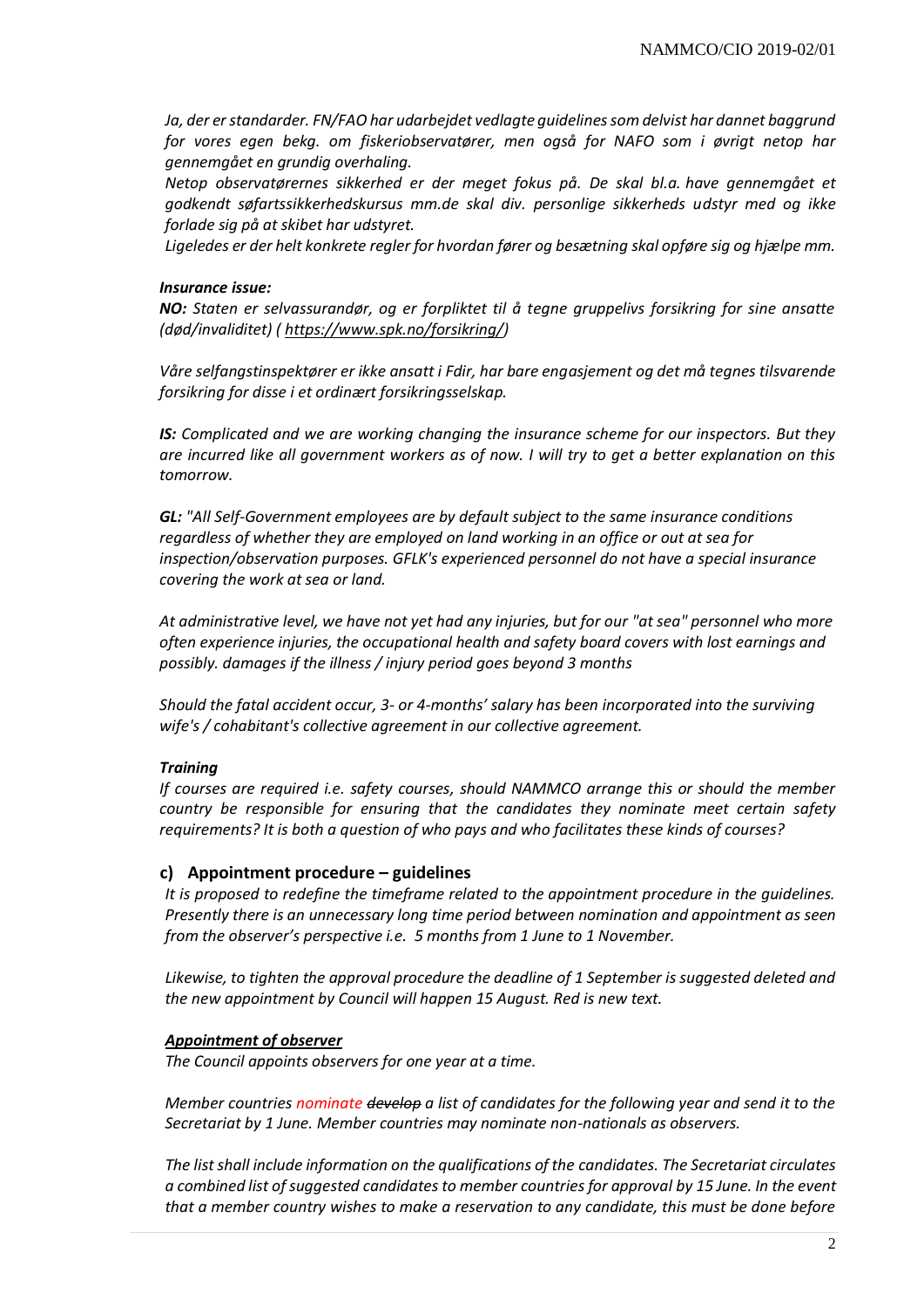*Ja, der er standarder. FN/FAO har udarbejdet vedlagte guidelines som delvist har dannet baggrund for vores egen bekg. om fiskeriobservatører, men også for NAFO som i øvrigt netop har gennemgået en grundig overhaling.*

*Netop observatørernes sikkerhed er der meget fokus på. De skal bl.a. have gennemgået et godkendt søfartssikkerhedskursus mm.de skal div. personlige sikkerheds udstyr med og ikke forlade sig på at skibet har udstyret.*

*Ligeledes er der helt konkrete regler for hvordan fører og besætning skal opføre sig og hjælpe mm.*

***Insurance issue:***

***NO:*** *Staten er selvassurandør, og er forpliktet til å tegne gruppelivs forsikring for sine ansatte (død/invaliditet) ( https://www.spk.no/forsikring/)*

*Våre selfangstinspektører er ikke ansatt i Fdir, har bare engasjement og det må tegnes tilsvarende forsikring for disse i et ordinært forsikringsselskap.*

***IS:*** *Complicated and we are working changing the insurance scheme for our inspectors. But they are incurred like all government workers as of now. I will try to get a better explanation on this tomorrow.*

***GL:*** *"All Self-Government employees are by default subject to the same insurance conditions regardless of whether they are employed on land working in an office or out at sea for inspection/observation purposes. GFLK's experienced personnel do not have a special insurance covering the work at sea or land.*

*At administrative level, we have not yet had any injuries, but for our "at sea" personnel who more often experience injuries, the occupational health and safety board covers with lost earnings and possibly. damages if the illness / injury period goes beyond 3 months*

*Should the fatal accident occur, 3- or 4-months' salary has been incorporated into the surviving wife's / cohabitant's collective agreement in our collective agreement.*

***Training***

*If courses are required i.e. safety courses, should NAMMCO arrange this or should the member country be responsible for ensuring that the candidates they nominate meet certain safety requirements? It is both a question of who pays and who facilitates these kinds of courses?*

### c) Appointment procedure – guidelines

*It is proposed to redefine the timeframe related to the appointment procedure in the guidelines. Presently there is an unnecessary long time period between nomination and appointment as seen from the observer's perspective i.e. 5 months from 1 June to 1 November.*

*Likewise, to tighten the approval procedure the deadline of 1 September is suggested deleted and the new appointment by Council will happen 15 August. Red is new text.*

***Appointment of observer***

*The Council appoints observers for one year at a time.*

*Member countries nominate ~~develop~~ a list of candidates for the following year and send it to the Secretariat by 1 June. Member countries may nominate non-nationals as observers.*

*The list shall include information on the qualifications of the candidates. The Secretariat circulates a combined list of suggested candidates to member countries for approval by 15 June. In the event that a member country wishes to make a reservation to any candidate, this must be done before*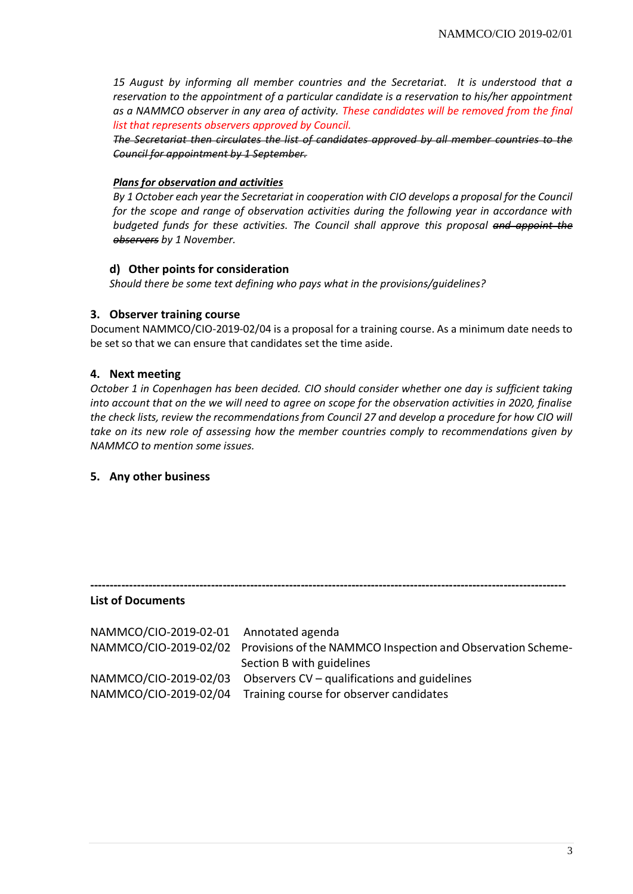*15 August by informing all member countries and the Secretariat. It is understood that a reservation to the appointment of a particular candidate is a reservation to his/her appointment as a NAMMCO observer in any area of activity. These candidates will be removed from the final list that represents observers approved by Council.*

*~~The Secretariat then circulates the list of candidates approved by all member countries to the Council for appointment by 1 September.~~*

***Plans for observation and activities***

*By 1 October each year the Secretariat in cooperation with CIO develops a proposal for the Council for the scope and range of observation activities during the following year in accordance with budgeted funds for these activities. The Council shall approve this proposal ~~and appoint the observers~~ by 1 November.*

### d) Other points for consideration

*Should there be some text defining who pays what in the provisions/guidelines?*

## 3. Observer training course

Document NAMMCO/CIO-2019-02/04 is a proposal for a training course. As a minimum date needs to be set so that we can ensure that candidates set the time aside.

## 4. Next meeting

*October 1 in Copenhagen has been decided. CIO should consider whether one day is sufficient taking into account that on the we will need to agree on scope for the observation activities in 2020, finalise the check lists, review the recommendations from Council 27 and develop a procedure for how CIO will take on its new role of assessing how the member countries comply to recommendations given by NAMMCO to mention some issues.*

## 5. Any other business

---

**List of Documents**

| | |
|---|---|
| NAMMCO/CIO-2019-02-01 | Annotated agenda |
| NAMMCO/CIO-2019-02/02 | Provisions of the NAMMCO Inspection and Observation Scheme-Section B with guidelines |
| NAMMCO/CIO-2019-02/03 | Observers CV – qualifications and guidelines |
| NAMMCO/CIO-2019-02/04 | Training course for observer candidates |